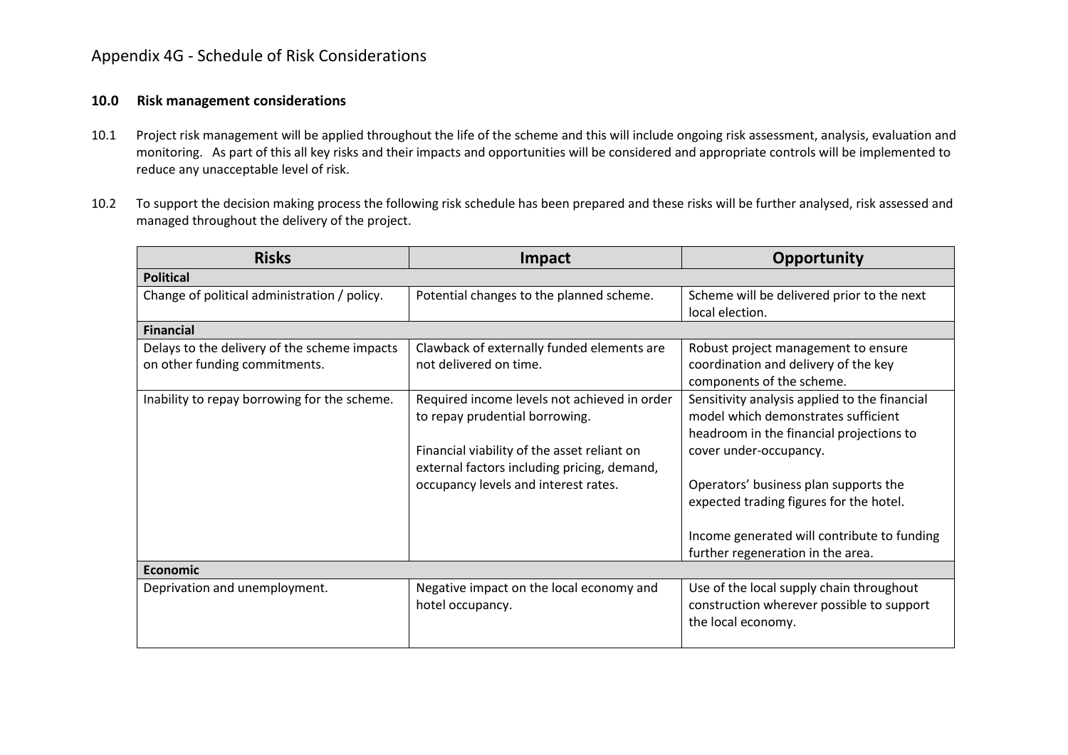# Appendix 4G - Schedule of Risk Considerations

## 10.0 Risk management considerations

10.1 Project risk management will be applied throughout the life of the scheme and this will include ongoing risk assessment, analysis, evaluation and monitoring. As part of this all key risks and their impacts and opportunities will be considered and appropriate controls will be implemented to reduce any unacceptable level of risk.

10.2 To support the decision making process the following risk schedule has been prepared and these risks will be further analysed, risk assessed and managed throughout the delivery of the project.

| Risks | Impact | Opportunity |
|---|---|---|
| **Political** | | |
| Change of political administration / policy. | Potential changes to the planned scheme. | Scheme will be delivered prior to the next local election. |
| **Financial** | | |
| Delays to the delivery of the scheme impacts on other funding commitments. | Clawback of externally funded elements are not delivered on time. | Robust project management to ensure coordination and delivery of the key components of the scheme. |
| Inability to repay borrowing for the scheme. | Required income levels not achieved in order to repay prudential borrowing.<br><br>Financial viability of the asset reliant on external factors including pricing, demand, occupancy levels and interest rates. | Sensitivity analysis applied to the financial model which demonstrates sufficient headroom in the financial projections to cover under-occupancy.<br><br>Operators' business plan supports the expected trading figures for the hotel.<br><br>Income generated will contribute to funding further regeneration in the area. |
| **Economic** | | |
| Deprivation and unemployment. | Negative impact on the local economy and hotel occupancy. | Use of the local supply chain throughout construction wherever possible to support the local economy. |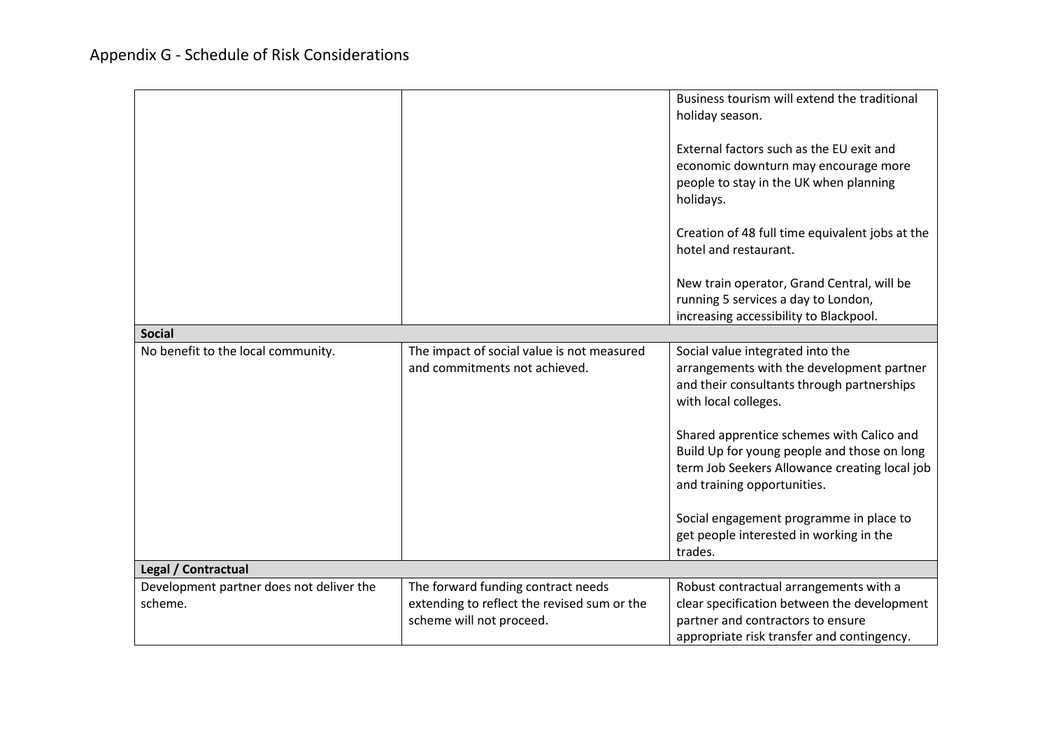# Appendix G - Schedule of Risk Considerations

| | | |
|---|---|---|
| | | Business tourism will extend the traditional holiday season.<br><br>External factors such as the EU exit and economic downturn may encourage more people to stay in the UK when planning holidays.<br><br>Creation of 48 full time equivalent jobs at the hotel and restaurant.<br><br>New train operator, Grand Central, will be running 5 services a day to London, increasing accessibility to Blackpool. |
| **Social** | | |
| No benefit to the local community. | The impact of social value is not measured and commitments not achieved. | Social value integrated into the arrangements with the development partner and their consultants through partnerships with local colleges.<br><br>Shared apprentice schemes with Calico and Build Up for young people and those on long term Job Seekers Allowance creating local job and training opportunities.<br><br>Social engagement programme in place to get people interested in working in the trades. |
| **Legal / Contractual** | | |
| Development partner does not deliver the scheme. | The forward funding contract needs extending to reflect the revised sum or the scheme will not proceed. | Robust contractual arrangements with a clear specification between the development partner and contractors to ensure appropriate risk transfer and contingency. |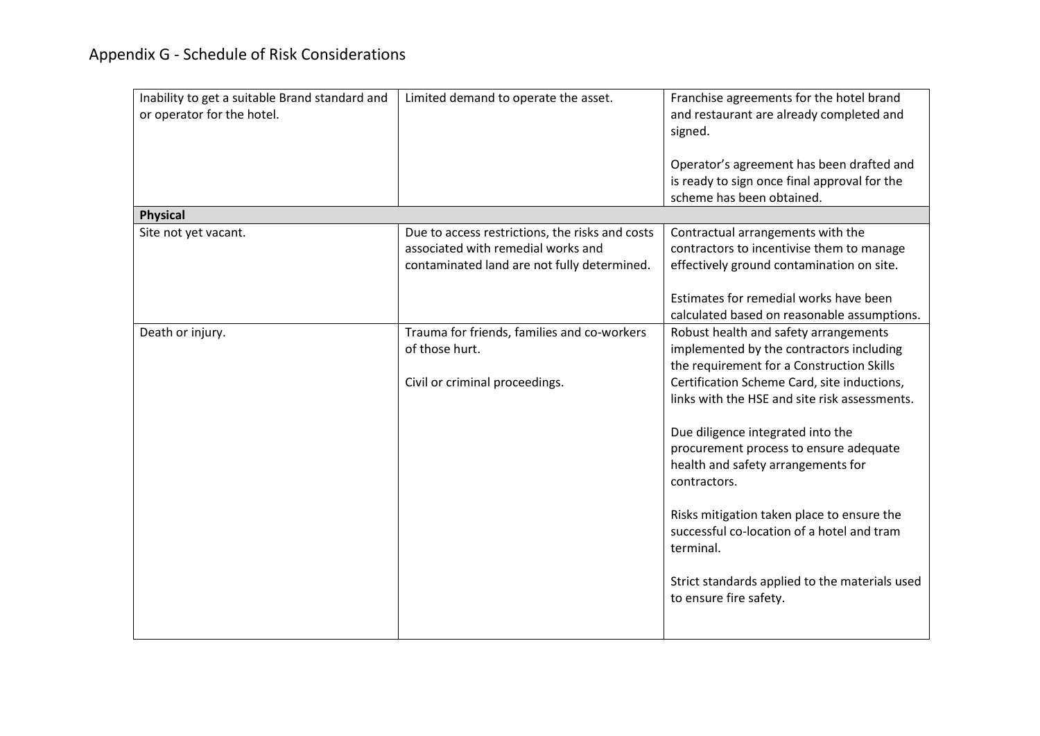# Appendix G - Schedule of Risk Considerations

| | | |
|---|---|---|
| Inability to get a suitable Brand standard and or operator for the hotel. | Limited demand to operate the asset. | Franchise agreements for the hotel brand and restaurant are already completed and signed.<br><br>Operator's agreement has been drafted and is ready to sign once final approval for the scheme has been obtained. |
| **Physical** | | |
| Site not yet vacant. | Due to access restrictions, the risks and costs associated with remedial works and contaminated land are not fully determined. | Contractual arrangements with the contractors to incentivise them to manage effectively ground contamination on site.<br><br>Estimates for remedial works have been calculated based on reasonable assumptions. |
| Death or injury. | Trauma for friends, families and co-workers of those hurt.<br><br>Civil or criminal proceedings. | Robust health and safety arrangements implemented by the contractors including the requirement for a Construction Skills Certification Scheme Card, site inductions, links with the HSE and site risk assessments.<br><br>Due diligence integrated into the procurement process to ensure adequate health and safety arrangements for contractors.<br><br>Risks mitigation taken place to ensure the successful co-location of a hotel and tram terminal.<br><br>Strict standards applied to the materials used to ensure fire safety. |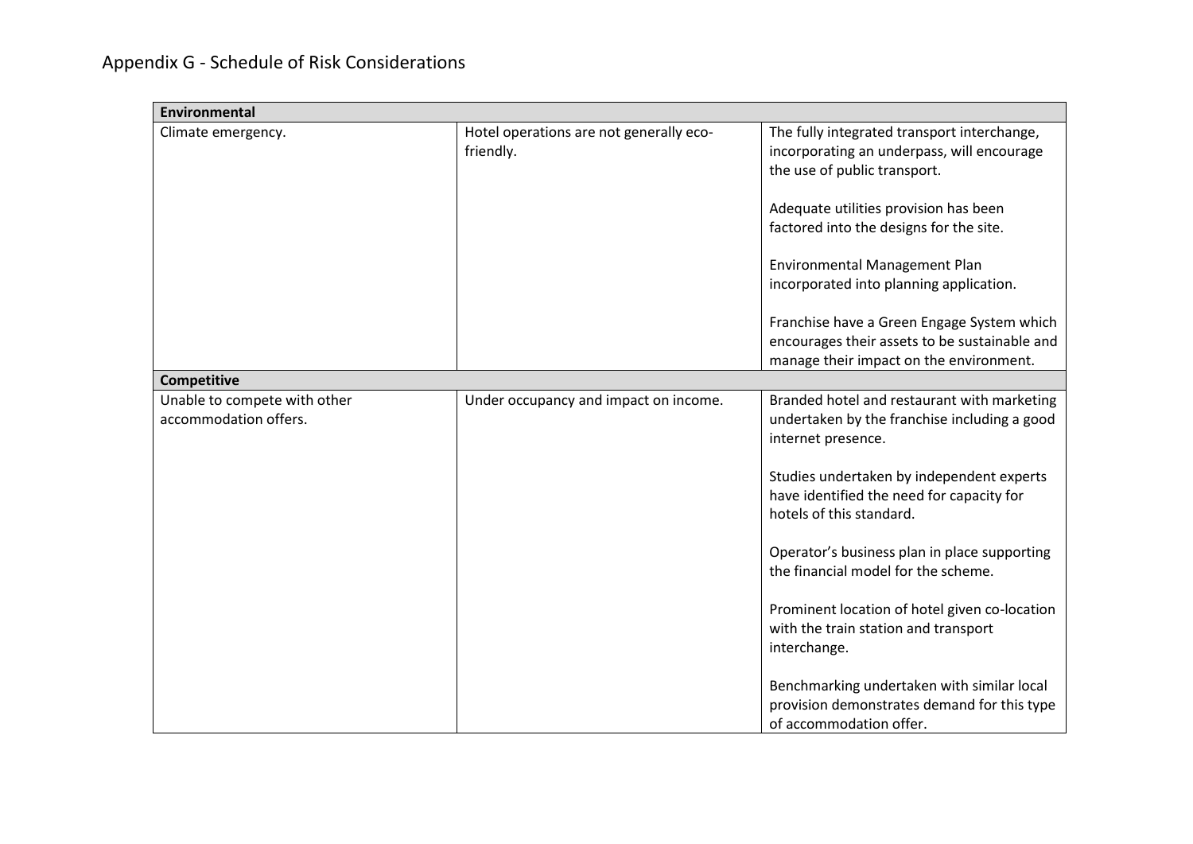# Appendix G - Schedule of Risk Considerations

| **Environmental** | | |
|---|---|---|
| Climate emergency. | Hotel operations are not generally eco-friendly. | The fully integrated transport interchange, incorporating an underpass, will encourage the use of public transport.<br><br>Adequate utilities provision has been factored into the designs for the site.<br><br>Environmental Management Plan incorporated into planning application.<br><br>Franchise have a Green Engage System which encourages their assets to be sustainable and manage their impact on the environment. |
| **Competitive** | | |
| Unable to compete with other accommodation offers. | Under occupancy and impact on income. | Branded hotel and restaurant with marketing undertaken by the franchise including a good internet presence.<br><br>Studies undertaken by independent experts have identified the need for capacity for hotels of this standard.<br><br>Operator's business plan in place supporting the financial model for the scheme.<br><br>Prominent location of hotel given co-location with the train station and transport interchange.<br><br>Benchmarking undertaken with similar local provision demonstrates demand for this type of accommodation offer. |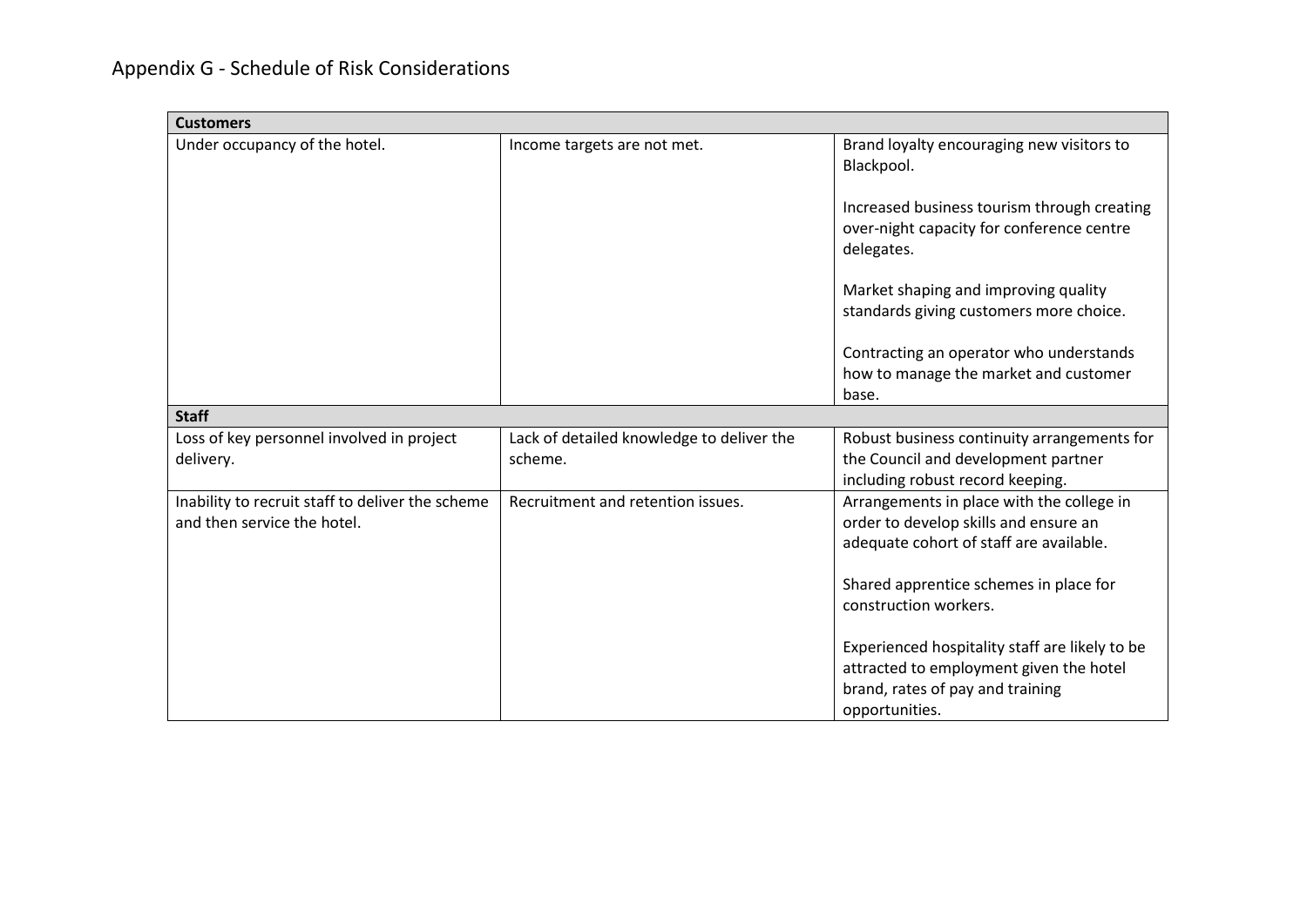# Appendix G - Schedule of Risk Considerations

| | | |
|---|---|---|
| **Customers** | | |
| Under occupancy of the hotel. | Income targets are not met. | Brand loyalty encouraging new visitors to Blackpool.<br><br>Increased business tourism through creating over-night capacity for conference centre delegates.<br><br>Market shaping and improving quality standards giving customers more choice.<br><br>Contracting an operator who understands how to manage the market and customer base. |
| **Staff** | | |
| Loss of key personnel involved in project delivery. | Lack of detailed knowledge to deliver the scheme. | Robust business continuity arrangements for the Council and development partner including robust record keeping. |
| Inability to recruit staff to deliver the scheme and then service the hotel. | Recruitment and retention issues. | Arrangements in place with the college in order to develop skills and ensure an adequate cohort of staff are available.<br><br>Shared apprentice schemes in place for construction workers.<br><br>Experienced hospitality staff are likely to be attracted to employment given the hotel brand, rates of pay and training opportunities. |